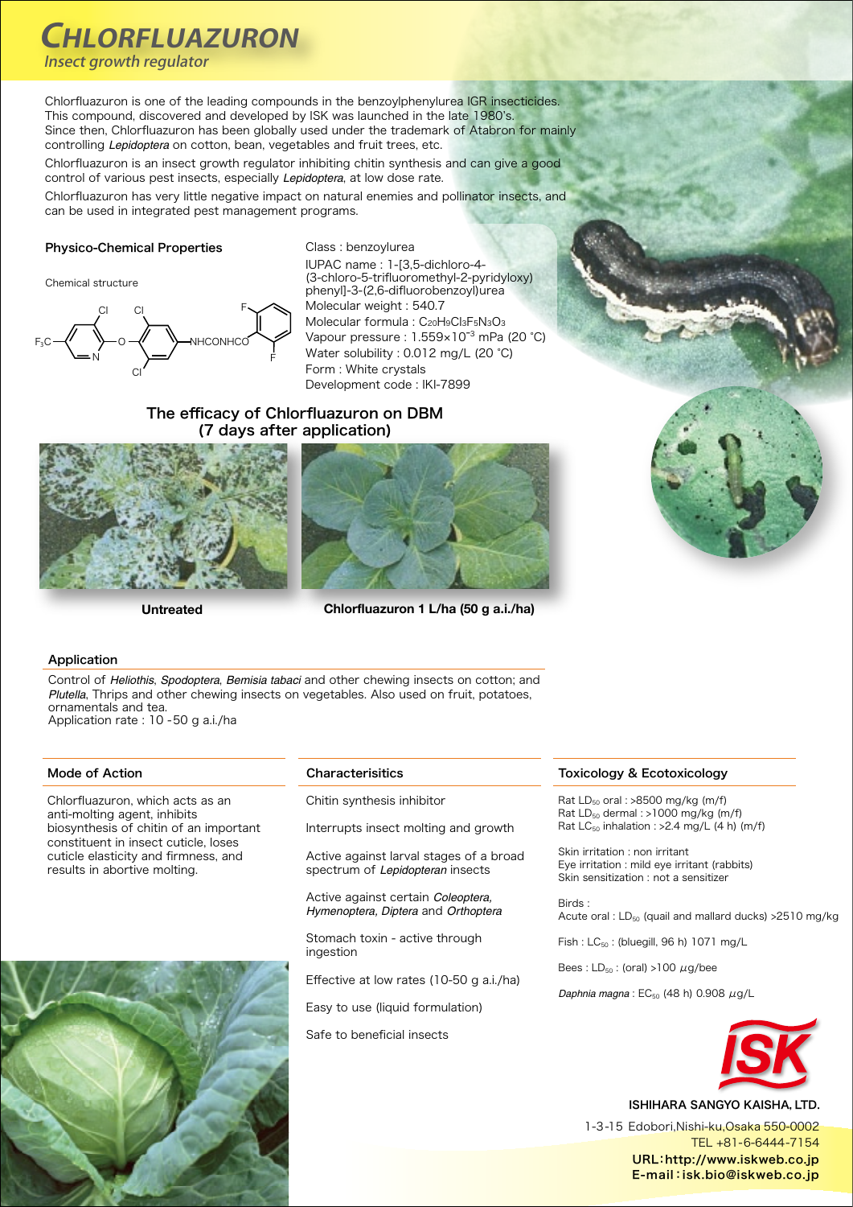# CHLORFLUAZURON

*Insect growth regulator*

Chlorfluazuron is one of the leading compounds in the benzoylphenylurea IGR insecticides. This compound, discovered and developed by ISK was launched in the late 1980's. Since then, Chlorfluazuron has been globally used under the trademark of Atabron for mainly controlling *Lepidoptera* on cotton, bean, vegetables and fruit trees, etc.

Chlorfluazuron is an insect growth regulator inhibiting chitin synthesis and can give a good control of various pest insects, especially *Lepidoptera*, at low dose rate.

Chlorfluazuron has very little negative impact on natural enemies and pollinator insects, and can be used in integrated pest management programs.

## Physico-Chemical Properties

Chemical structure

Class : benzoylurea

IUPAC name : 1-[3,5-dichloro-4-(3-chloro-5-trifluoromethyl-2-pyridyloxy) phenyl]-3-(2,6-difluorobenzoyl)urea

Molecular weight : 540.7

Molecular formula : $C_{20}H_9Cl_3F_5N_3O_3$

Vapour pressure : $1.559 \times 10^{-3}$ mPa (20 °C)

Water solubility : 0.012 mg/L (20 °C)

Form : White crystals

Development code : IKI-7899

## The efficacy of Chlorfluazuron on DBM (7 days after application)

**Untreated** | **Chlorfluazuron 1 L/ha (50 g a.i./ha)**

## Application

Control of *Heliothis*, *Spodoptera*, *Bemisia tabaci* and other chewing insects on cotton; and *Plutella*, Thrips and other chewing insects on vegetables. Also used on fruit, potatoes, ornamentals and tea.

Application rate : 10 -50 g a.i./ha

## Mode of Action

Chlorfluazuron, which acts as an anti-molting agent, inhibits biosynthesis of chitin of an important constituent in insect cuticle, loses cuticle elasticity and firmness, and results in abortive molting.

## Characterisitics

Chitin synthesis inhibitor

Interrupts insect molting and growth

Active against larval stages of a broad spectrum of *Lepidopteran* insects

Active against certain *Coleoptera, Hymenoptera, Diptera* and *Orthoptera*

Stomach toxin - active through ingestion

Effective at low rates (10-50 g a.i./ha)

Easy to use (liquid formulation)

Safe to beneficial insects

## Toxicology & Ecotoxicology

Rat $LD_{50}$ oral : >8500 mg/kg (m/f)
Rat $LD_{50}$ dermal : >1000 mg/kg (m/f)
Rat $LC_{50}$ inhalation : >2.4 mg/L (4 h) (m/f)

Skin irritation : non irritant
Eye irritation : mild eye irritant (rabbits)
Skin sensitization : not a sensitizer

Birds :
Acute oral : $LD_{50}$ (quail and mallard ducks) >2510 mg/kg

Fish : $LC_{50}$ : (bluegill, 96 h) 1071 mg/L

Bees : $LD_{50}$ : (oral) >100 $\mu$g/bee

*Daphnia magna* : $EC_{50}$ (48 h) 0.908 $\mu$g/L

**ISHIHARA SANGYO KAISHA, LTD.**

1-3-15 Edobori,Nishi-ku,Osaka 550-0002
TEL +81-6-6444-7154
URL：http://www.iskweb.co.jp
E-mail：isk.bio@iskweb.co.jp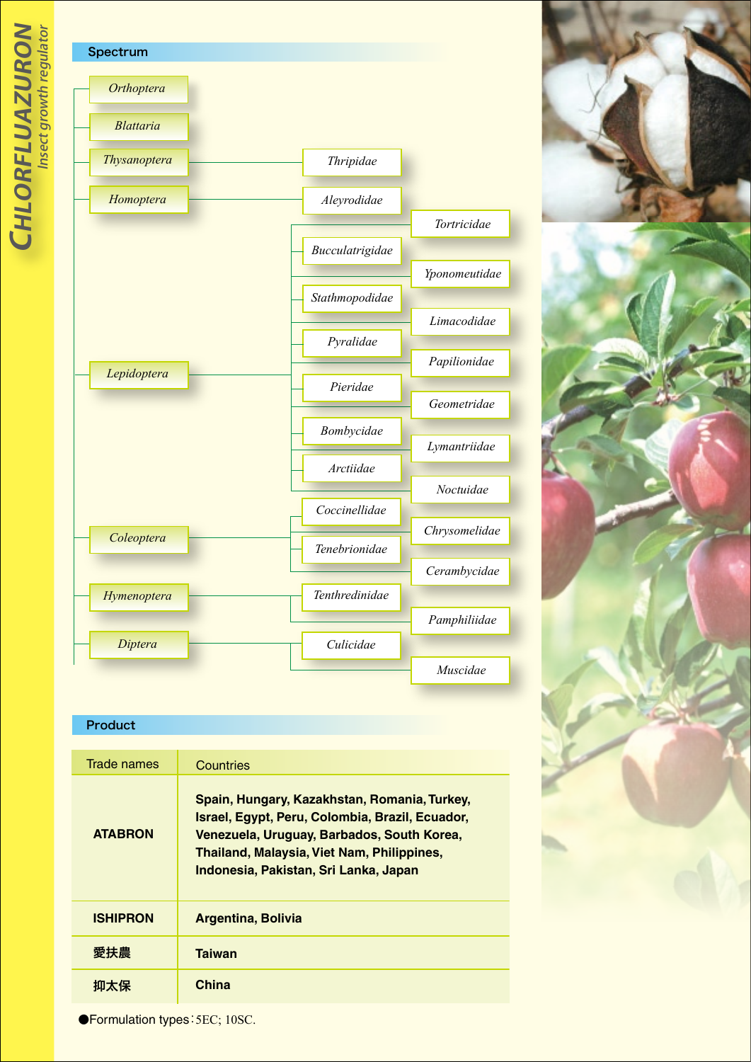# CHLORFLUAZURON

*Insect growth regulator*

## Spectrum

- *Orthoptera*
- *Blattaria*
- *Thysanoptera*
  - *Thripidae*
- *Homoptera*
  - *Aleyrodidae*
- *Lepidoptera*
  - *Tortricidae*
  - *Bucculatrigidae*
  - *Yponomeutidae*
  - *Stathmopodidae*
  - *Limacodidae*
  - *Pyralidae*
  - *Papilionidae*
  - *Pieridae*
  - *Geometridae*
  - *Bombycidae*
  - *Lymantriidae*
  - *Arctiidae*
  - *Noctuidae*
- *Coleoptera*
  - *Coccinellidae*
  - *Chrysomelidae*
  - *Tenebrionidae*
  - *Cerambycidae*
- *Hymenoptera*
  - *Tenthredinidae*
  - *Pamphiliidae*
- *Diptera*
  - *Culicidae*
  - *Muscidae*

## Product

| Trade names | Countries |
|---|---|
| **ATABRON** | **Spain, Hungary, Kazakhstan, Romania, Turkey, Israel, Egypt, Peru, Colombia, Brazil, Ecuador, Venezuela, Uruguay, Barbados, South Korea, Thailand, Malaysia, Viet Nam, Philippines, Indonesia, Pakistan, Sri Lanka, Japan** |
| **ISHIPRON** | **Argentina, Bolivia** |
| **愛扶農** | **Taiwan** |
| **抑太保** | **China** |

●Formulation types：5EC; 10SC.